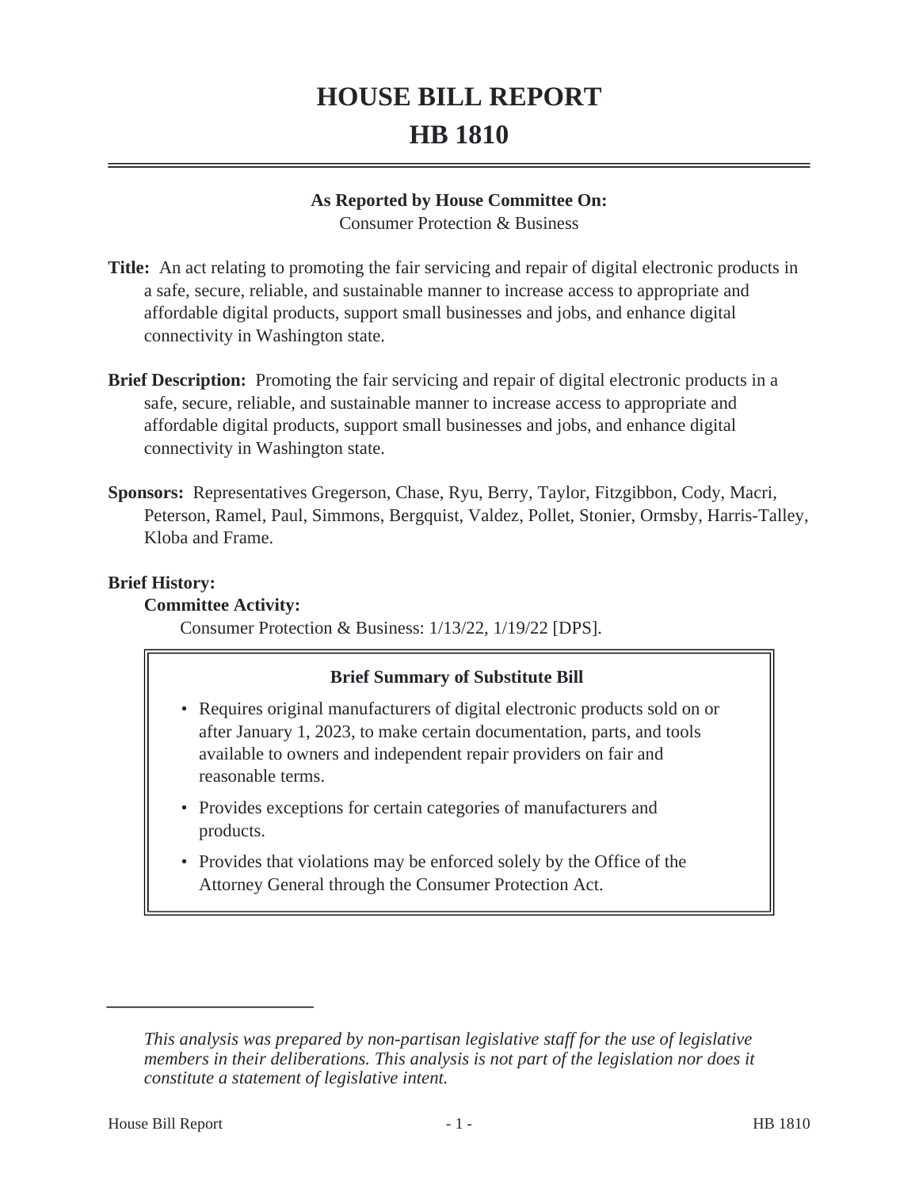# HOUSE BILL REPORT
# HB 1810

**As Reported by House Committee On:**
Consumer Protection & Business

**Title:** An act relating to promoting the fair servicing and repair of digital electronic products in a safe, secure, reliable, and sustainable manner to increase access to appropriate and affordable digital products, support small businesses and jobs, and enhance digital connectivity in Washington state.

**Brief Description:** Promoting the fair servicing and repair of digital electronic products in a safe, secure, reliable, and sustainable manner to increase access to appropriate and affordable digital products, support small businesses and jobs, and enhance digital connectivity in Washington state.

**Sponsors:** Representatives Gregerson, Chase, Ryu, Berry, Taylor, Fitzgibbon, Cody, Macri, Peterson, Ramel, Paul, Simmons, Bergquist, Valdez, Pollet, Stonier, Ormsby, Harris-Talley, Kloba and Frame.

**Brief History:**

**Committee Activity:**

Consumer Protection & Business: 1/13/22, 1/19/22 [DPS].

**Brief Summary of Substitute Bill**

- Requires original manufacturers of digital electronic products sold on or after January 1, 2023, to make certain documentation, parts, and tools available to owners and independent repair providers on fair and reasonable terms.
- Provides exceptions for certain categories of manufacturers and products.
- Provides that violations may be enforced solely by the Office of the Attorney General through the Consumer Protection Act.

---

*This analysis was prepared by non-partisan legislative staff for the use of legislative members in their deliberations. This analysis is not part of the legislation nor does it constitute a statement of legislative intent.*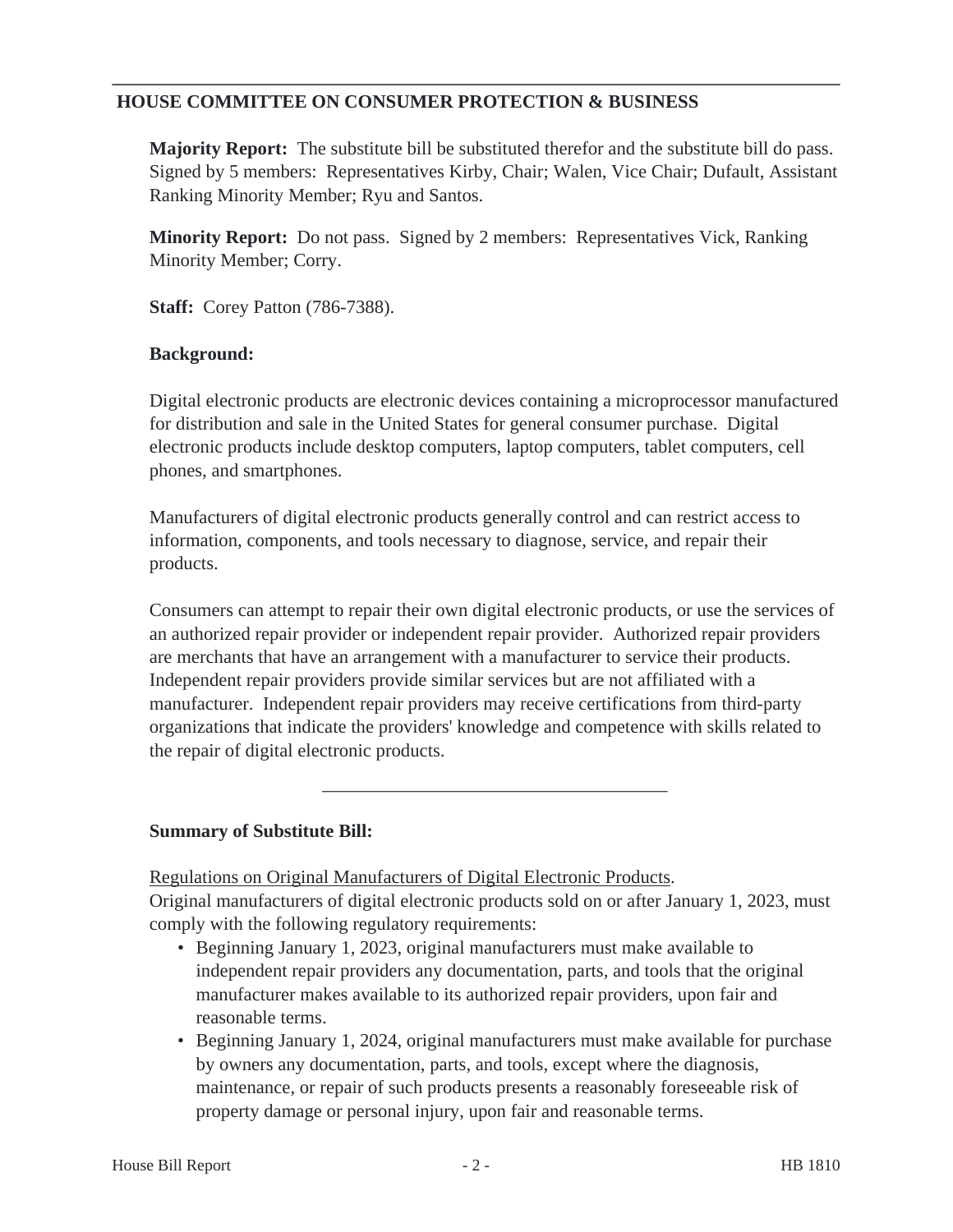## HOUSE COMMITTEE ON CONSUMER PROTECTION & BUSINESS

**Majority Report:** The substitute bill be substituted therefor and the substitute bill do pass. Signed by 5 members: Representatives Kirby, Chair; Walen, Vice Chair; Dufault, Assistant Ranking Minority Member; Ryu and Santos.

**Minority Report:** Do not pass. Signed by 2 members: Representatives Vick, Ranking Minority Member; Corry.

**Staff:** Corey Patton (786-7388).

**Background:**

Digital electronic products are electronic devices containing a microprocessor manufactured for distribution and sale in the United States for general consumer purchase. Digital electronic products include desktop computers, laptop computers, tablet computers, cell phones, and smartphones.

Manufacturers of digital electronic products generally control and can restrict access to information, components, and tools necessary to diagnose, service, and repair their products.

Consumers can attempt to repair their own digital electronic products, or use the services of an authorized repair provider or independent repair provider. Authorized repair providers are merchants that have an arrangement with a manufacturer to service their products. Independent repair providers provide similar services but are not affiliated with a manufacturer. Independent repair providers may receive certifications from third-party organizations that indicate the providers' knowledge and competence with skills related to the repair of digital electronic products.

---

**Summary of Substitute Bill:**

Regulations on Original Manufacturers of Digital Electronic Products.
Original manufacturers of digital electronic products sold on or after January 1, 2023, must comply with the following regulatory requirements:

- Beginning January 1, 2023, original manufacturers must make available to independent repair providers any documentation, parts, and tools that the original manufacturer makes available to its authorized repair providers, upon fair and reasonable terms.
- Beginning January 1, 2024, original manufacturers must make available for purchase by owners any documentation, parts, and tools, except where the diagnosis, maintenance, or repair of such products presents a reasonably foreseeable risk of property damage or personal injury, upon fair and reasonable terms.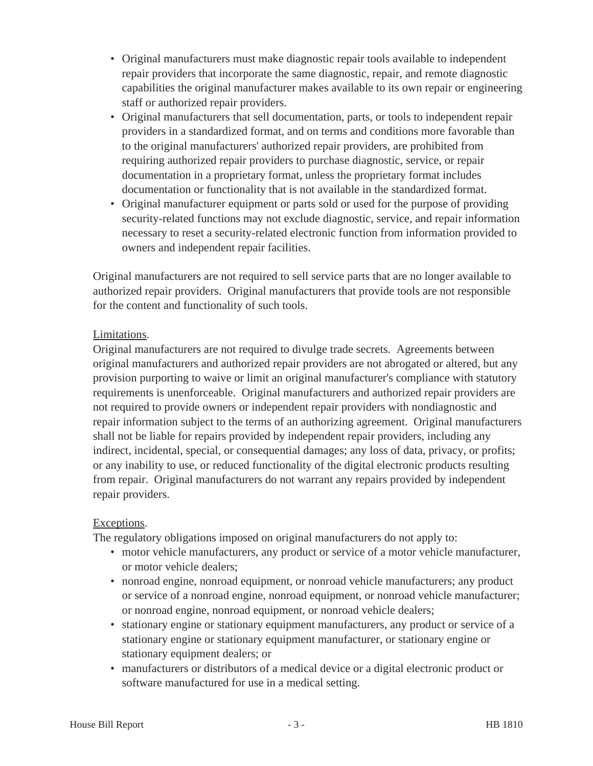- Original manufacturers must make diagnostic repair tools available to independent repair providers that incorporate the same diagnostic, repair, and remote diagnostic capabilities the original manufacturer makes available to its own repair or engineering staff or authorized repair providers.
- Original manufacturers that sell documentation, parts, or tools to independent repair providers in a standardized format, and on terms and conditions more favorable than to the original manufacturers' authorized repair providers, are prohibited from requiring authorized repair providers to purchase diagnostic, service, or repair documentation in a proprietary format, unless the proprietary format includes documentation or functionality that is not available in the standardized format.
- Original manufacturer equipment or parts sold or used for the purpose of providing security-related functions may not exclude diagnostic, service, and repair information necessary to reset a security-related electronic function from information provided to owners and independent repair facilities.

Original manufacturers are not required to sell service parts that are no longer available to authorized repair providers. Original manufacturers that provide tools are not responsible for the content and functionality of such tools.

Limitations.
Original manufacturers are not required to divulge trade secrets. Agreements between original manufacturers and authorized repair providers are not abrogated or altered, but any provision purporting to waive or limit an original manufacturer's compliance with statutory requirements is unenforceable. Original manufacturers and authorized repair providers are not required to provide owners or independent repair providers with nondiagnostic and repair information subject to the terms of an authorizing agreement. Original manufacturers shall not be liable for repairs provided by independent repair providers, including any indirect, incidental, special, or consequential damages; any loss of data, privacy, or profits; or any inability to use, or reduced functionality of the digital electronic products resulting from repair. Original manufacturers do not warrant any repairs provided by independent repair providers.

Exceptions.
The regulatory obligations imposed on original manufacturers do not apply to:

- motor vehicle manufacturers, any product or service of a motor vehicle manufacturer, or motor vehicle dealers;
- nonroad engine, nonroad equipment, or nonroad vehicle manufacturers; any product or service of a nonroad engine, nonroad equipment, or nonroad vehicle manufacturer; or nonroad engine, nonroad equipment, or nonroad vehicle dealers;
- stationary engine or stationary equipment manufacturers, any product or service of a stationary engine or stationary equipment manufacturer, or stationary engine or stationary equipment dealers; or
- manufacturers or distributors of a medical device or a digital electronic product or software manufactured for use in a medical setting.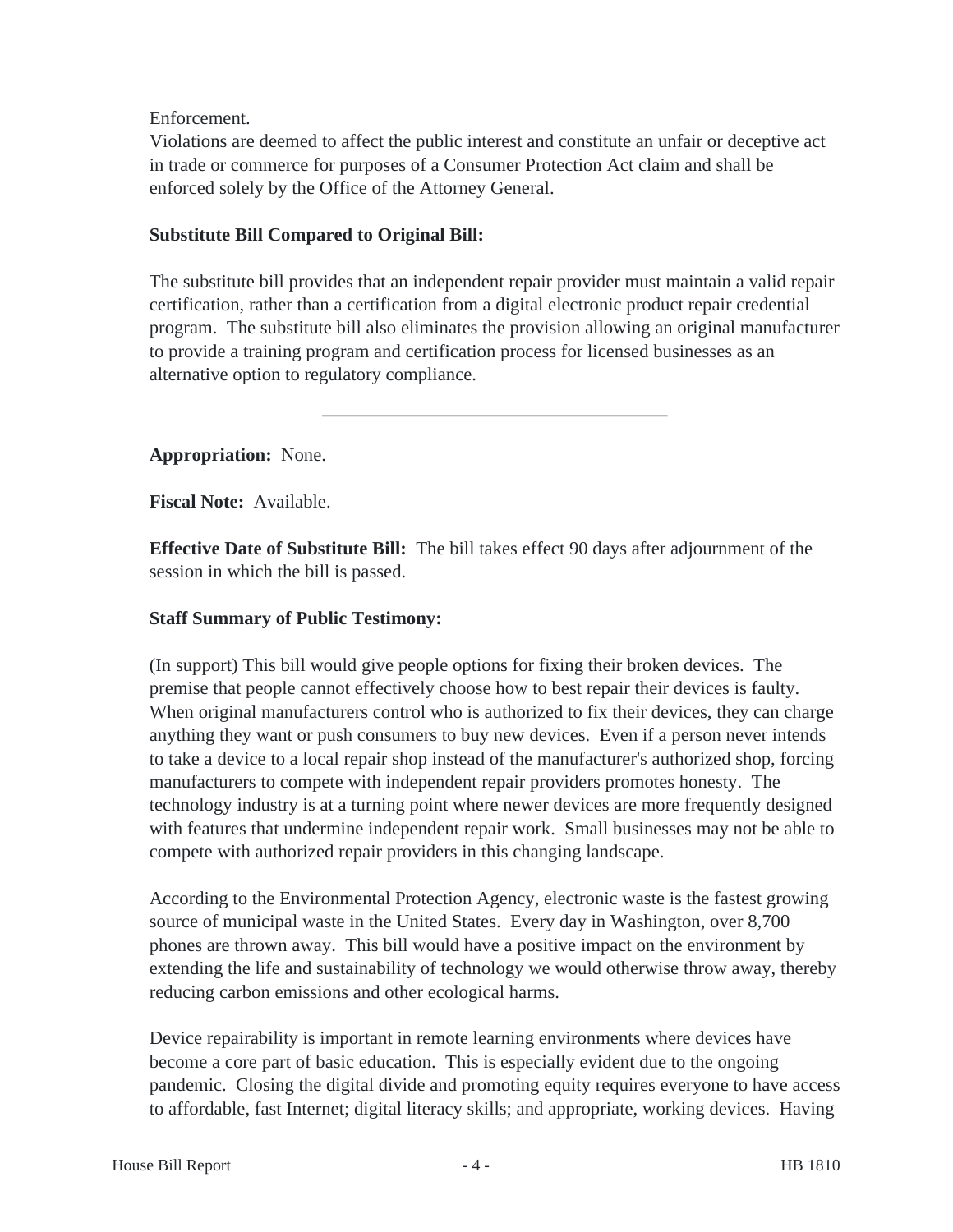Enforcement.

Violations are deemed to affect the public interest and constitute an unfair or deceptive act in trade or commerce for purposes of a Consumer Protection Act claim and shall be enforced solely by the Office of the Attorney General.

**Substitute Bill Compared to Original Bill:**

The substitute bill provides that an independent repair provider must maintain a valid repair certification, rather than a certification from a digital electronic product repair credential program. The substitute bill also eliminates the provision allowing an original manufacturer to provide a training program and certification process for licensed businesses as an alternative option to regulatory compliance.

---

**Appropriation:** None.

**Fiscal Note:** Available.

**Effective Date of Substitute Bill:** The bill takes effect 90 days after adjournment of the session in which the bill is passed.

**Staff Summary of Public Testimony:**

(In support) This bill would give people options for fixing their broken devices. The premise that people cannot effectively choose how to best repair their devices is faulty. When original manufacturers control who is authorized to fix their devices, they can charge anything they want or push consumers to buy new devices. Even if a person never intends to take a device to a local repair shop instead of the manufacturer's authorized shop, forcing manufacturers to compete with independent repair providers promotes honesty. The technology industry is at a turning point where newer devices are more frequently designed with features that undermine independent repair work. Small businesses may not be able to compete with authorized repair providers in this changing landscape.

According to the Environmental Protection Agency, electronic waste is the fastest growing source of municipal waste in the United States. Every day in Washington, over 8,700 phones are thrown away. This bill would have a positive impact on the environment by extending the life and sustainability of technology we would otherwise throw away, thereby reducing carbon emissions and other ecological harms.

Device repairability is important in remote learning environments where devices have become a core part of basic education. This is especially evident due to the ongoing pandemic. Closing the digital divide and promoting equity requires everyone to have access to affordable, fast Internet; digital literacy skills; and appropriate, working devices. Having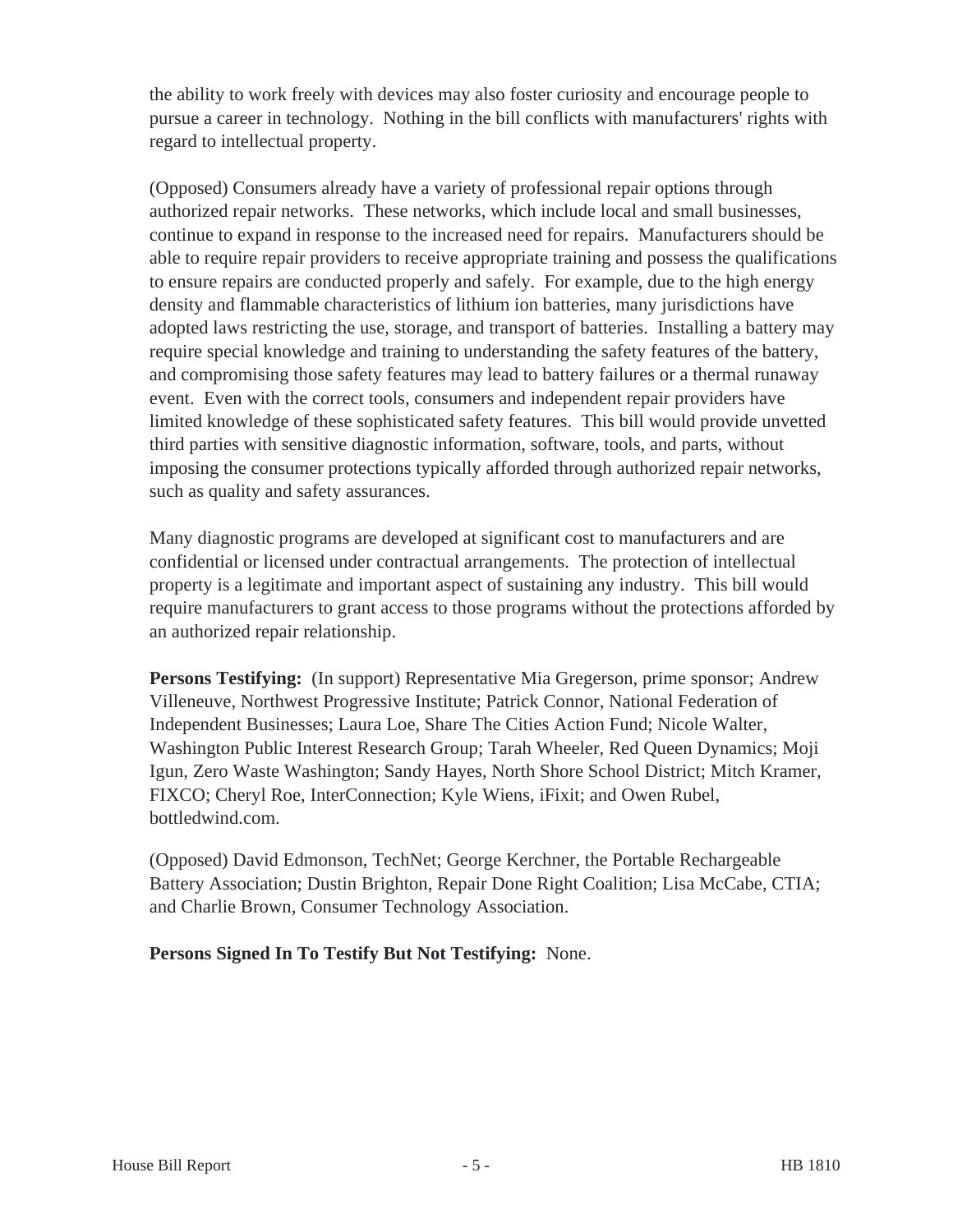the ability to work freely with devices may also foster curiosity and encourage people to pursue a career in technology. Nothing in the bill conflicts with manufacturers' rights with regard to intellectual property.

(Opposed) Consumers already have a variety of professional repair options through authorized repair networks. These networks, which include local and small businesses, continue to expand in response to the increased need for repairs. Manufacturers should be able to require repair providers to receive appropriate training and possess the qualifications to ensure repairs are conducted properly and safely. For example, due to the high energy density and flammable characteristics of lithium ion batteries, many jurisdictions have adopted laws restricting the use, storage, and transport of batteries. Installing a battery may require special knowledge and training to understanding the safety features of the battery, and compromising those safety features may lead to battery failures or a thermal runaway event. Even with the correct tools, consumers and independent repair providers have limited knowledge of these sophisticated safety features. This bill would provide unvetted third parties with sensitive diagnostic information, software, tools, and parts, without imposing the consumer protections typically afforded through authorized repair networks, such as quality and safety assurances.

Many diagnostic programs are developed at significant cost to manufacturers and are confidential or licensed under contractual arrangements. The protection of intellectual property is a legitimate and important aspect of sustaining any industry. This bill would require manufacturers to grant access to those programs without the protections afforded by an authorized repair relationship.

**Persons Testifying:** (In support) Representative Mia Gregerson, prime sponsor; Andrew Villeneuve, Northwest Progressive Institute; Patrick Connor, National Federation of Independent Businesses; Laura Loe, Share The Cities Action Fund; Nicole Walter, Washington Public Interest Research Group; Tarah Wheeler, Red Queen Dynamics; Moji Igun, Zero Waste Washington; Sandy Hayes, North Shore School District; Mitch Kramer, FIXCO; Cheryl Roe, InterConnection; Kyle Wiens, iFixit; and Owen Rubel, bottledwind.com.

(Opposed) David Edmonson, TechNet; George Kerchner, the Portable Rechargeable Battery Association; Dustin Brighton, Repair Done Right Coalition; Lisa McCabe, CTIA; and Charlie Brown, Consumer Technology Association.

**Persons Signed In To Testify But Not Testifying:** None.